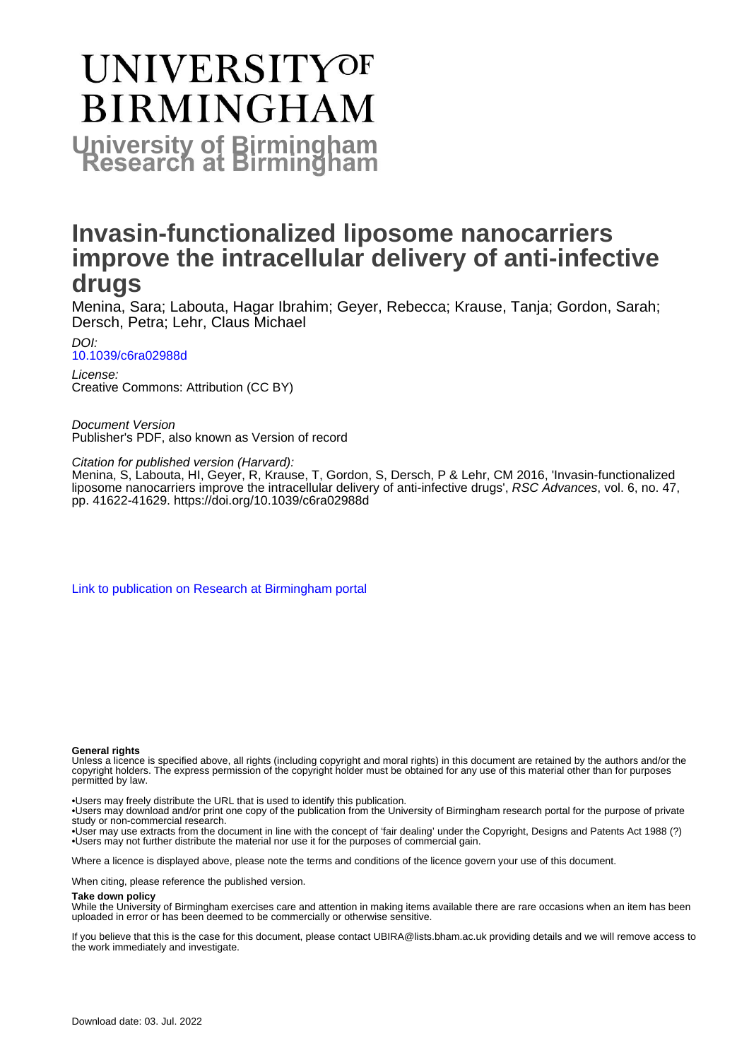# UNIVERSITY^OF BIRMINGHAM

**University of Birmingham Research at Birmingham**

# Invasin-functionalized liposome nanocarriers improve the intracellular delivery of anti-infective drugs

Menina, Sara; Labouta, Hagar Ibrahim; Geyer, Rebecca; Krause, Tanja; Gordon, Sarah; Dersch, Petra; Lehr, Claus Michael

*DOI:*
10.1039/c6ra02988d

*License:*
Creative Commons: Attribution (CC BY)

*Document Version*
Publisher's PDF, also known as Version of record

*Citation for published version (Harvard):*
Menina, S, Labouta, HI, Geyer, R, Krause, T, Gordon, S, Dersch, P & Lehr, CM 2016, 'Invasin-functionalized liposome nanocarriers improve the intracellular delivery of anti-infective drugs', *RSC Advances*, vol. 6, no. 47, pp. 41622-41629. https://doi.org/10.1039/c6ra02988d

Link to publication on Research at Birmingham portal

**General rights**
Unless a licence is specified above, all rights (including copyright and moral rights) in this document are retained by the authors and/or the copyright holders. The express permission of the copyright holder must be obtained for any use of this material other than for purposes permitted by law.

•Users may freely distribute the URL that is used to identify this publication.
•Users may download and/or print one copy of the publication from the University of Birmingham research portal for the purpose of private study or non-commercial research.
•User may use extracts from the document in line with the concept of 'fair dealing' under the Copyright, Designs and Patents Act 1988 (?)
•Users may not further distribute the material nor use it for the purposes of commercial gain.

Where a licence is displayed above, please note the terms and conditions of the licence govern your use of this document.

When citing, please reference the published version.

**Take down policy**
While the University of Birmingham exercises care and attention in making items available there are rare occasions when an item has been uploaded in error or has been deemed to be commercially or otherwise sensitive.

If you believe that this is the case for this document, please contact UBIRA@lists.bham.ac.uk providing details and we will remove access to the work immediately and investigate.

Download date: 03. Jul. 2022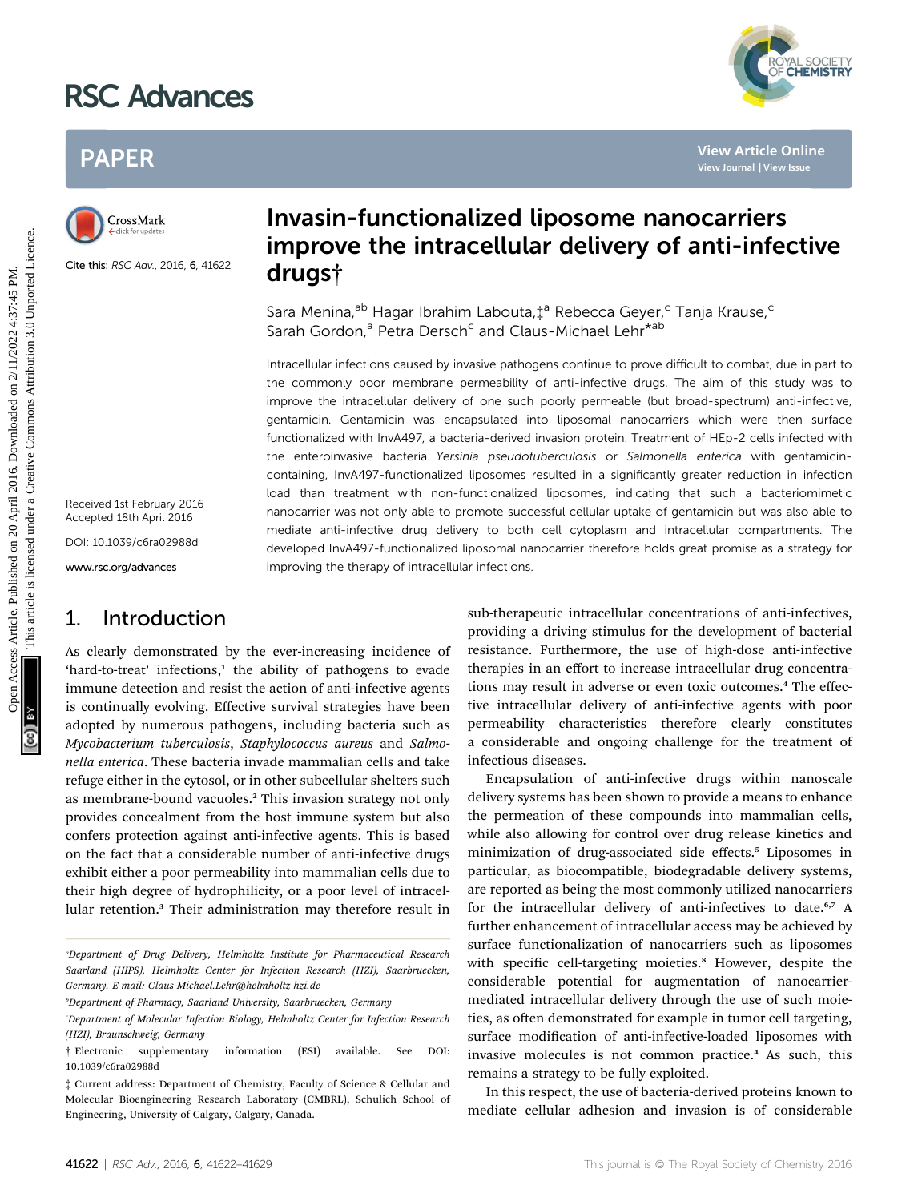# Invasin-functionalized liposome nanocarriers improve the intracellular delivery of anti-infective drugs†

Sara Menina,[ab] Hagar Ibrahim Labouta,‡[a] Rebecca Geyer,[c] Tanja Krause,[c] Sarah Gordon,[a] Petra Dersch[c] and Claus-Michael Lehr*[ab]

Cite this: RSC Adv., 2016, 6, 41622

Received 1st February 2016
Accepted 18th April 2016

DOI: 10.1039/c6ra02988d

www.rsc.org/advances

Intracellular infections caused by invasive pathogens continue to prove difficult to combat, due in part to the commonly poor membrane permeability of anti-infective drugs. The aim of this study was to improve the intracellular delivery of one such poorly permeable (but broad-spectrum) anti-infective, gentamicin. Gentamicin was encapsulated into liposomal nanocarriers which were then surface functionalized with InvA497, a bacteria-derived invasion protein. Treatment of HEp-2 cells infected with the enteroinvasive bacteria *Yersinia pseudotuberculosis* or *Salmonella enterica* with gentamicin-containing, InvA497-functionalized liposomes resulted in a significantly greater reduction in infection load than treatment with non-functionalized liposomes, indicating that such a bacteriomimetic nanocarrier was not only able to promote successful cellular uptake of gentamicin but was also able to mediate anti-infective drug delivery to both cell cytoplasm and intracellular compartments. The developed InvA497-functionalized liposomal nanocarrier therefore holds great promise as a strategy for improving the therapy of intracellular infections.

## 1. Introduction

As clearly demonstrated by the ever-increasing incidence of 'hard-to-treat' infections,[1] the ability of pathogens to evade immune detection and resist the action of anti-infective agents is continually evolving. Effective survival strategies have been adopted by numerous pathogens, including bacteria such as *Mycobacterium tuberculosis*, *Staphylococcus aureus* and *Salmonella enterica*. These bacteria invade mammalian cells and take refuge either in the cytosol, or in other subcellular shelters such as membrane-bound vacuoles.[2] This invasion strategy not only provides concealment from the host immune system but also confers protection against anti-infective agents. This is based on the fact that a considerable number of anti-infective drugs exhibit either a poor permeability into mammalian cells due to their high degree of hydrophilicity, or a poor level of intracellular retention.[3] Their administration may therefore result in sub-therapeutic intracellular concentrations of anti-infectives, providing a driving stimulus for the development of bacterial resistance. Furthermore, the use of high-dose anti-infective therapies in an effort to increase intracellular drug concentrations may result in adverse or even toxic outcomes.[4] The effective intracellular delivery of anti-infective agents with poor permeability characteristics therefore clearly constitutes a considerable and ongoing challenge for the treatment of infectious diseases.

Encapsulation of anti-infective drugs within nanoscale delivery systems has been shown to provide a means to enhance the permeation of these compounds into mammalian cells, while also allowing for control over drug release kinetics and minimization of drug-associated side effects.[5] Liposomes in particular, as biocompatible, biodegradable delivery systems, are reported as being the most commonly utilized nanocarriers for the intracellular delivery of anti-infectives to date.[6,7] A further enhancement of intracellular access may be achieved by surface functionalization of nanocarriers such as liposomes with specific cell-targeting moieties.[8] However, despite the considerable potential for augmentation of nanocarrier-mediated intracellular delivery through the use of such moieties, as often demonstrated for example in tumor cell targeting, surface modification of anti-infective-loaded liposomes with invasive molecules is not common practice.[4] As such, this remains a strategy to be fully exploited.

In this respect, the use of bacteria-derived proteins known to mediate cellular adhesion and invasion is of considerable

---

[a]Department of Drug Delivery, Helmholtz Institute for Pharmaceutical Research Saarland (HIPS), Helmholtz Center for Infection Research (HZI), Saarbruecken, Germany. E-mail: Claus-Michael.Lehr@helmholtz-hzi.de

[b]Department of Pharmacy, Saarland University, Saarbruecken, Germany

[c]Department of Molecular Infection Biology, Helmholtz Center for Infection Research (HZI), Braunschweig, Germany

† Electronic supplementary information (ESI) available. See DOI: 10.1039/c6ra02988d

‡ Current address: Department of Chemistry, Faculty of Science & Cellular and Molecular Bioengineering Research Laboratory (CMBRL), Schulich School of Engineering, University of Calgary, Calgary, Canada.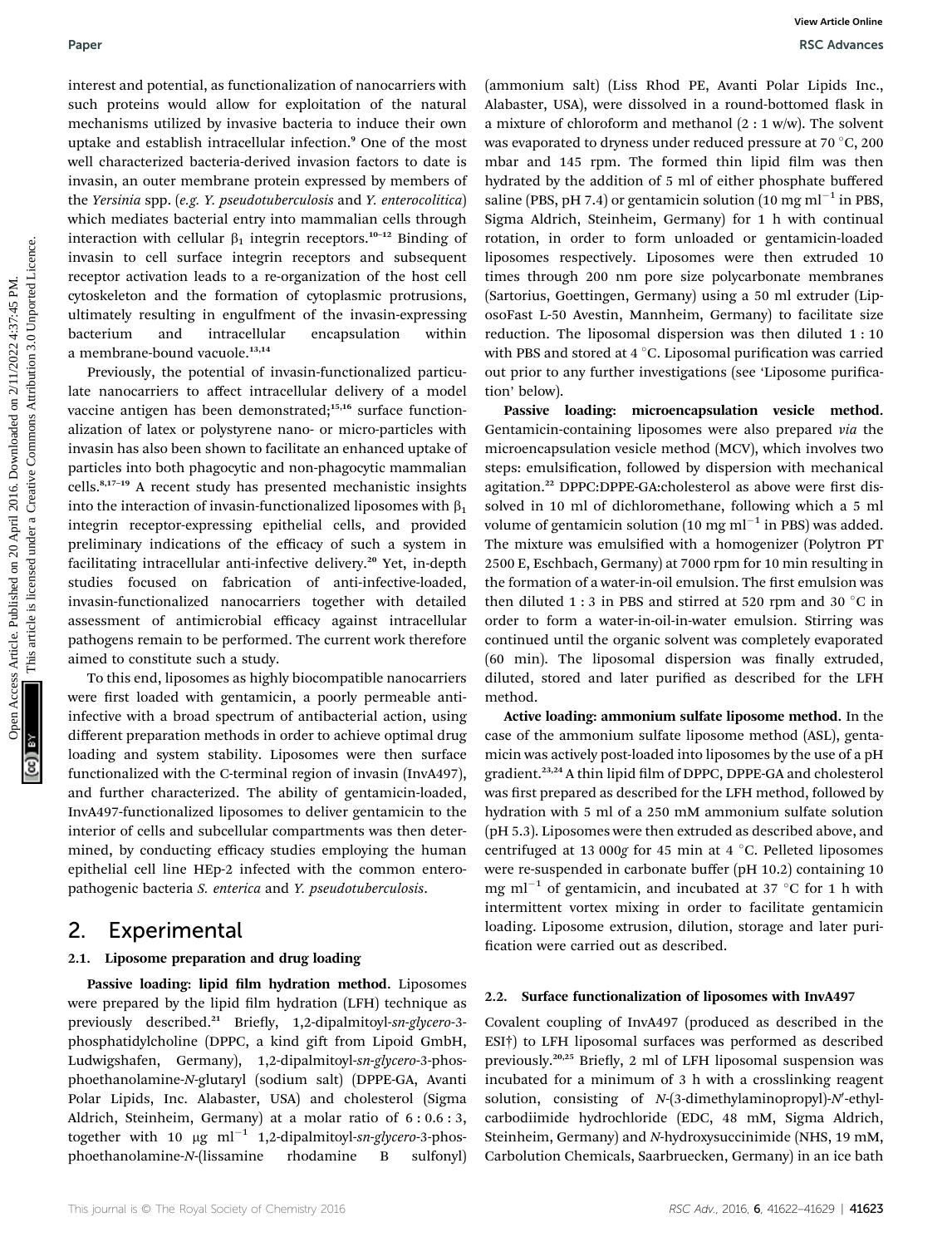interest and potential, as functionalization of nanocarriers with such proteins would allow for exploitation of the natural mechanisms utilized by invasive bacteria to induce their own uptake and establish intracellular infection.[9] One of the most well characterized bacteria-derived invasion factors to date is invasin, an outer membrane protein expressed by members of the *Yersinia* spp. (*e.g. Y. pseudotuberculosis* and *Y. enterocolitica*) which mediates bacterial entry into mammalian cells through interaction with cellular $\beta_1$ integrin receptors.[10–12] Binding of invasin to cell surface integrin receptors and subsequent receptor activation leads to a re-organization of the host cell cytoskeleton and the formation of cytoplasmic protrusions, ultimately resulting in engulfment of the invasin-expressing bacterium and intracellular encapsulation within a membrane-bound vacuole.[13,14]

Previously, the potential of invasin-functionalized particulate nanocarriers to affect intracellular delivery of a model vaccine antigen has been demonstrated;[15,16] surface functionalization of latex or polystyrene nano- or micro-particles with invasin has also been shown to facilitate an enhanced uptake of particles into both phagocytic and non-phagocytic mammalian cells.[8,17–19] A recent study has presented mechanistic insights into the interaction of invasin-functionalized liposomes with $\beta_1$ integrin receptor-expressing epithelial cells, and provided preliminary indications of the efficacy of such a system in facilitating intracellular anti-infective delivery.[20] Yet, in-depth studies focused on fabrication of anti-infective-loaded, invasin-functionalized nanocarriers together with detailed assessment of antimicrobial efficacy against intracellular pathogens remain to be performed. The current work therefore aimed to constitute such a study.

To this end, liposomes as highly biocompatible nanocarriers were first loaded with gentamicin, a poorly permeable anti-infective with a broad spectrum of antibacterial action, using different preparation methods in order to achieve optimal drug loading and system stability. Liposomes were then surface functionalized with the C-terminal region of invasin (InvA497), and further characterized. The ability of gentamicin-loaded, InvA497-functionalized liposomes to deliver gentamicin to the interior of cells and subcellular compartments was then determined, by conducting efficacy studies employing the human epithelial cell line HEp-2 infected with the common enteropathogenic bacteria *S. enterica* and *Y. pseudotuberculosis*.

## 2. Experimental

### 2.1. Liposome preparation and drug loading

**Passive loading: lipid film hydration method.** Liposomes were prepared by the lipid film hydration (LFH) technique as previously described.[21] Briefly, 1,2-dipalmitoyl-*sn-glycero*-3-phosphatidylcholine (DPPC, a kind gift from Lipoid GmbH, Ludwigshafen, Germany), 1,2-dipalmitoyl-*sn-glycero*-3-phosphoethanolamine-*N*-glutaryl (sodium salt) (DPPE-GA, Avanti Polar Lipids, Inc. Alabaster, USA) and cholesterol (Sigma Aldrich, Steinheim, Germany) at a molar ratio of 6 : 0.6 : 3, together with 10 μg ml$^{-1}$ 1,2-dipalmitoyl-*sn-glycero*-3-phosphoethanolamine-*N*-(lissamine rhodamine B sulfonyl) (ammonium salt) (Liss Rhod PE, Avanti Polar Lipids Inc., Alabaster, USA), were dissolved in a round-bottomed flask in a mixture of chloroform and methanol (2 : 1 w/w). The solvent was evaporated to dryness under reduced pressure at 70 °C, 200 mbar and 145 rpm. The formed thin lipid film was then hydrated by the addition of 5 ml of either phosphate buffered saline (PBS, pH 7.4) or gentamicin solution (10 mg ml$^{-1}$ in PBS, Sigma Aldrich, Steinheim, Germany) for 1 h with continual rotation, in order to form unloaded or gentamicin-loaded liposomes respectively. Liposomes were then extruded 10 times through 200 nm pore size polycarbonate membranes (Sartorius, Goettingen, Germany) using a 50 ml extruder (LiposoFast L-50 Avestin, Mannheim, Germany) to facilitate size reduction. The liposomal dispersion was then diluted 1 : 10 with PBS and stored at 4 °C. Liposomal purification was carried out prior to any further investigations (see 'Liposome purification' below).

**Passive loading: microencapsulation vesicle method.** Gentamicin-containing liposomes were also prepared *via* the microencapsulation vesicle method (MCV), which involves two steps: emulsification, followed by dispersion with mechanical agitation.[22] DPPC:DPPE-GA:cholesterol as above were first dissolved in 10 ml of dichloromethane, following which a 5 ml volume of gentamicin solution (10 mg ml$^{-1}$ in PBS) was added. The mixture was emulsified with a homogenizer (Polytron PT 2500 E, Eschbach, Germany) at 7000 rpm for 10 min resulting in the formation of a water-in-oil emulsion. The first emulsion was then diluted 1 : 3 in PBS and stirred at 520 rpm and 30 °C in order to form a water-in-oil-in-water emulsion. Stirring was continued until the organic solvent was completely evaporated (60 min). The liposomal dispersion was finally extruded, diluted, stored and later purified as described for the LFH method.

**Active loading: ammonium sulfate liposome method.** In the case of the ammonium sulfate liposome method (ASL), gentamicin was actively post-loaded into liposomes by the use of a pH gradient.[23,24] A thin lipid film of DPPC, DPPE-GA and cholesterol was first prepared as described for the LFH method, followed by hydration with 5 ml of a 250 mM ammonium sulfate solution (pH 5.3). Liposomes were then extruded as described above, and centrifuged at 13 000*g* for 45 min at 4 °C. Pelleted liposomes were re-suspended in carbonate buffer (pH 10.2) containing 10 mg ml$^{-1}$ of gentamicin, and incubated at 37 °C for 1 h with intermittent vortex mixing in order to facilitate gentamicin loading. Liposome extrusion, dilution, storage and later purification were carried out as described.

### 2.2. Surface functionalization of liposomes with InvA497

Covalent coupling of InvA497 (produced as described in the ESI†) to LFH liposomal surfaces was performed as described previously.[20,25] Briefly, 2 ml of LFH liposomal suspension was incubated for a minimum of 3 h with a crosslinking reagent solution, consisting of *N*-(3-dimethylaminopropyl)-*N*′-ethylcarbodiimide hydrochloride (EDC, 48 mM, Sigma Aldrich, Steinheim, Germany) and *N*-hydroxysuccinimide (NHS, 19 mM, Carbolution Chemicals, Saarbruecken, Germany) in an ice bath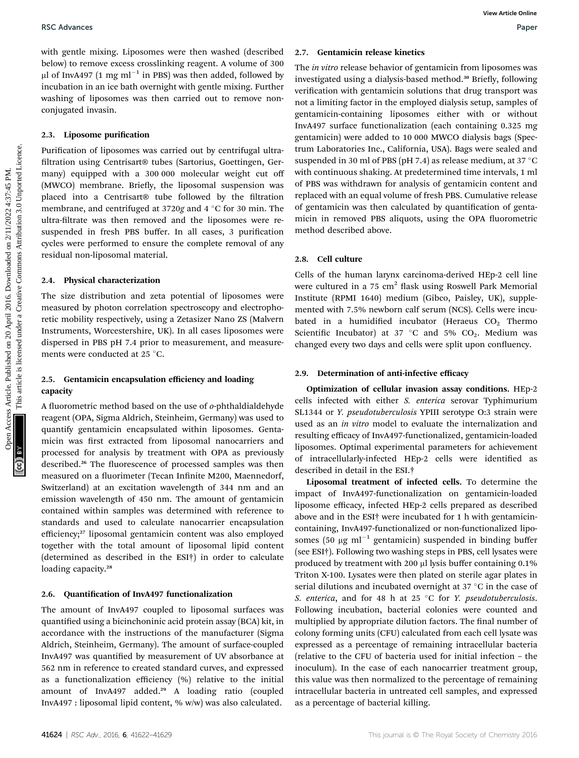with gentle mixing. Liposomes were then washed (described below) to remove excess crosslinking reagent. A volume of 300 μl of InvA497 (1 mg $ml^{-1}$ in PBS) was then added, followed by incubation in an ice bath overnight with gentle mixing. Further washing of liposomes was then carried out to remove non-conjugated invasin.

### 2.3. Liposome purification

Purification of liposomes was carried out by centrifugal ultrafiltration using Centrisart® tubes (Sartorius, Goettingen, Germany) equipped with a 300 000 molecular weight cut off (MWCO) membrane. Briefly, the liposomal suspension was placed into a Centrisart® tube followed by the filtration membrane, and centrifuged at 3720*g* and 4 °C for 30 min. The ultra-filtrate was then removed and the liposomes were re-suspended in fresh PBS buffer. In all cases, 3 purification cycles were performed to ensure the complete removal of any residual non-liposomal material.

### 2.4. Physical characterization

The size distribution and zeta potential of liposomes were measured by photon correlation spectroscopy and electrophoretic mobility respectively, using a Zetasizer Nano ZS (Malvern Instruments, Worcestershire, UK). In all cases liposomes were dispersed in PBS pH 7.4 prior to measurement, and measurements were conducted at 25 °C.

### 2.5. Gentamicin encapsulation efficiency and loading capacity

A fluorometric method based on the use of *o*-phthaldialdehyde reagent (OPA, Sigma Aldrich, Steinheim, Germany) was used to quantify gentamicin encapsulated within liposomes. Gentamicin was first extracted from liposomal nanocarriers and processed for analysis by treatment with OPA as previously described.[26] The fluorescence of processed samples was then measured on a fluorimeter (Tecan Infinite M200, Maennedorf, Switzerland) at an excitation wavelength of 344 nm and an emission wavelength of 450 nm. The amount of gentamicin contained within samples was determined with reference to standards and used to calculate nanocarrier encapsulation efficiency;[27] liposomal gentamicin content was also employed together with the total amount of liposomal lipid content (determined as described in the ESI†) in order to calculate loading capacity.[28]

### 2.6. Quantification of InvA497 functionalization

The amount of InvA497 coupled to liposomal surfaces was quantified using a bicinchoninic acid protein assay (BCA) kit, in accordance with the instructions of the manufacturer (Sigma Aldrich, Steinheim, Germany). The amount of surface-coupled InvA497 was quantified by measurement of UV absorbance at 562 nm in reference to created standard curves, and expressed as a functionalization efficiency (%) relative to the initial amount of InvA497 added.[29] A loading ratio (coupled InvA497 : liposomal lipid content, % w/w) was also calculated.

### 2.7. Gentamicin release kinetics

The *in vitro* release behavior of gentamicin from liposomes was investigated using a dialysis-based method.[30] Briefly, following verification with gentamicin solutions that drug transport was not a limiting factor in the employed dialysis setup, samples of gentamicin-containing liposomes either with or without InvA497 surface functionalization (each containing 0.325 mg gentamicin) were added to 10 000 MWCO dialysis bags (Spectrum Laboratories Inc., California, USA). Bags were sealed and suspended in 30 ml of PBS (pH 7.4) as release medium, at 37 °C with continuous shaking. At predetermined time intervals, 1 ml of PBS was withdrawn for analysis of gentamicin content and replaced with an equal volume of fresh PBS. Cumulative release of gentamicin was then calculated by quantification of gentamicin in removed PBS aliquots, using the OPA fluorometric method described above.

### 2.8. Cell culture

Cells of the human larynx carcinoma-derived HEp-2 cell line were cultured in a 75 $cm^2$ flask using Roswell Park Memorial Institute (RPMI 1640) medium (Gibco, Paisley, UK), supplemented with 7.5% newborn calf serum (NCS). Cells were incubated in a humidified incubator (Heraeus $CO_2$ Thermo Scientific Incubator) at 37 °C and 5% $CO_2$. Medium was changed every two days and cells were split upon confluency.

### 2.9. Determination of anti-infective efficacy

**Optimization of cellular invasion assay conditions.** HEp-2 cells infected with either *S. enterica* serovar Typhimurium SL1344 or *Y. pseudotuberculosis* YPIII serotype O:3 strain were used as an *in vitro* model to evaluate the internalization and resulting efficacy of InvA497-functionalized, gentamicin-loaded liposomes. Optimal experimental parameters for achievement of intracellularly-infected HEp-2 cells were identified as described in detail in the ESI.†

**Liposomal treatment of infected cells.** To determine the impact of InvA497-functionalization on gentamicin-loaded liposome efficacy, infected HEp-2 cells prepared as described above and in the ESI† were incubated for 1 h with gentamicin-containing, InvA497-functionalized or non-functionalized liposomes (50 μg $ml^{-1}$ gentamicin) suspended in binding buffer (see ESI†). Following two washing steps in PBS, cell lysates were produced by treatment with 200 μl lysis buffer containing 0.1% Triton X-100. Lysates were then plated on sterile agar plates in serial dilutions and incubated overnight at 37 °C in the case of *S. enterica*, and for 48 h at 25 °C for *Y. pseudotuberculosis*. Following incubation, bacterial colonies were counted and multiplied by appropriate dilution factors. The final number of colony forming units (CFU) calculated from each cell lysate was expressed as a percentage of remaining intracellular bacteria (relative to the CFU of bacteria used for initial infection – the inoculum). In the case of each nanocarrier treatment group, this value was then normalized to the percentage of remaining intracellular bacteria in untreated cell samples, and expressed as a percentage of bacterial killing.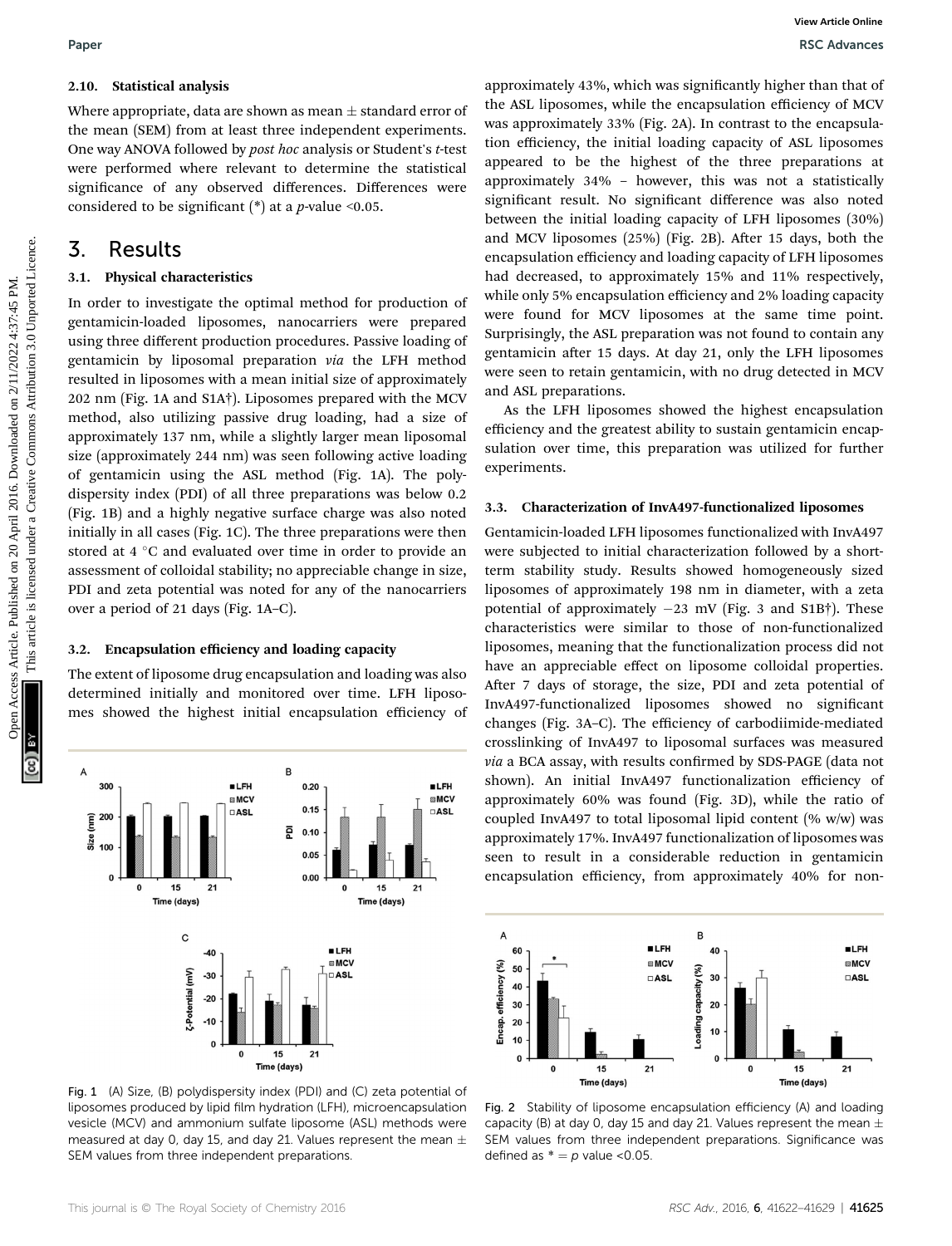### 2.10. Statistical analysis

Where appropriate, data are shown as mean ± standard error of the mean (SEM) from at least three independent experiments. One way ANOVA followed by *post hoc* analysis or Student's *t*-test were performed where relevant to determine the statistical significance of any observed differences. Differences were considered to be significant (*) at a *p*-value <0.05.

## 3. Results

### 3.1. Physical characteristics

In order to investigate the optimal method for production of gentamicin-loaded liposomes, nanocarriers were prepared using three different production procedures. Passive loading of gentamicin by liposomal preparation *via* the LFH method resulted in liposomes with a mean initial size of approximately 202 nm (Fig. 1A and S1A†). Liposomes prepared with the MCV method, also utilizing passive drug loading, had a size of approximately 137 nm, while a slightly larger mean liposomal size (approximately 244 nm) was seen following active loading of gentamicin using the ASL method (Fig. 1A). The polydispersity index (PDI) of all three preparations was below 0.2 (Fig. 1B) and a highly negative surface charge was also noted initially in all cases (Fig. 1C). The three preparations were then stored at 4 °C and evaluated over time in order to provide an assessment of colloidal stability; no appreciable change in size, PDI and zeta potential was noted for any of the nanocarriers over a period of 21 days (Fig. 1A–C).

### 3.2. Encapsulation efficiency and loading capacity

The extent of liposome drug encapsulation and loading was also determined initially and monitored over time. LFH liposomes showed the highest initial encapsulation efficiency of approximately 43%, which was significantly higher than that of the ASL liposomes, while the encapsulation efficiency of MCV was approximately 33% (Fig. 2A). In contrast to the encapsulation efficiency, the initial loading capacity of ASL liposomes appeared to be the highest of the three preparations at approximately 34% – however, this was not a statistically significant result. No significant difference was also noted between the initial loading capacity of LFH liposomes (30%) and MCV liposomes (25%) (Fig. 2B). After 15 days, both the encapsulation efficiency and loading capacity of LFH liposomes had decreased, to approximately 15% and 11% respectively, while only 5% encapsulation efficiency and 2% loading capacity were found for MCV liposomes at the same time point. Surprisingly, the ASL preparation was not found to contain any gentamicin after 15 days. At day 21, only the LFH liposomes were seen to retain gentamicin, with no drug detected in MCV and ASL preparations.

As the LFH liposomes showed the highest encapsulation efficiency and the greatest ability to sustain gentamicin encapsulation over time, this preparation was utilized for further experiments.

### 3.3. Characterization of InvA497-functionalized liposomes

Gentamicin-loaded LFH liposomes functionalized with InvA497 were subjected to initial characterization followed by a short-term stability study. Results showed homogeneously sized liposomes of approximately 198 nm in diameter, with a zeta potential of approximately −23 mV (Fig. 3 and S1B†). These characteristics were similar to those of non-functionalized liposomes, meaning that the functionalization process did not have an appreciable effect on liposome colloidal properties. After 7 days of storage, the size, PDI and zeta potential of InvA497-functionalized liposomes showed no significant changes (Fig. 3A–C). The efficiency of carbodiimide-mediated crosslinking of InvA497 to liposomal surfaces was measured *via* a BCA assay, with results confirmed by SDS-PAGE (data not shown). An initial InvA497 functionalization efficiency of approximately 60% was found (Fig. 3D), while the ratio of coupled InvA497 to total liposomal lipid content (% w/w) was approximately 17%. InvA497 functionalization of liposomes was seen to result in a considerable reduction in gentamicin encapsulation efficiency, from approximately 40% for non-

Fig. 1 (A) Size, (B) polydispersity index (PDI) and (C) zeta potential of liposomes produced by lipid film hydration (LFH), microencapsulation vesicle (MCV) and ammonium sulfate liposome (ASL) methods were measured at day 0, day 15, and day 21. Values represent the mean ± SEM values from three independent preparations.

Fig. 2 Stability of liposome encapsulation efficiency (A) and loading capacity (B) at day 0, day 15 and day 21. Values represent the mean ± SEM values from three independent preparations. Significance was defined as * = *p* value <0.05.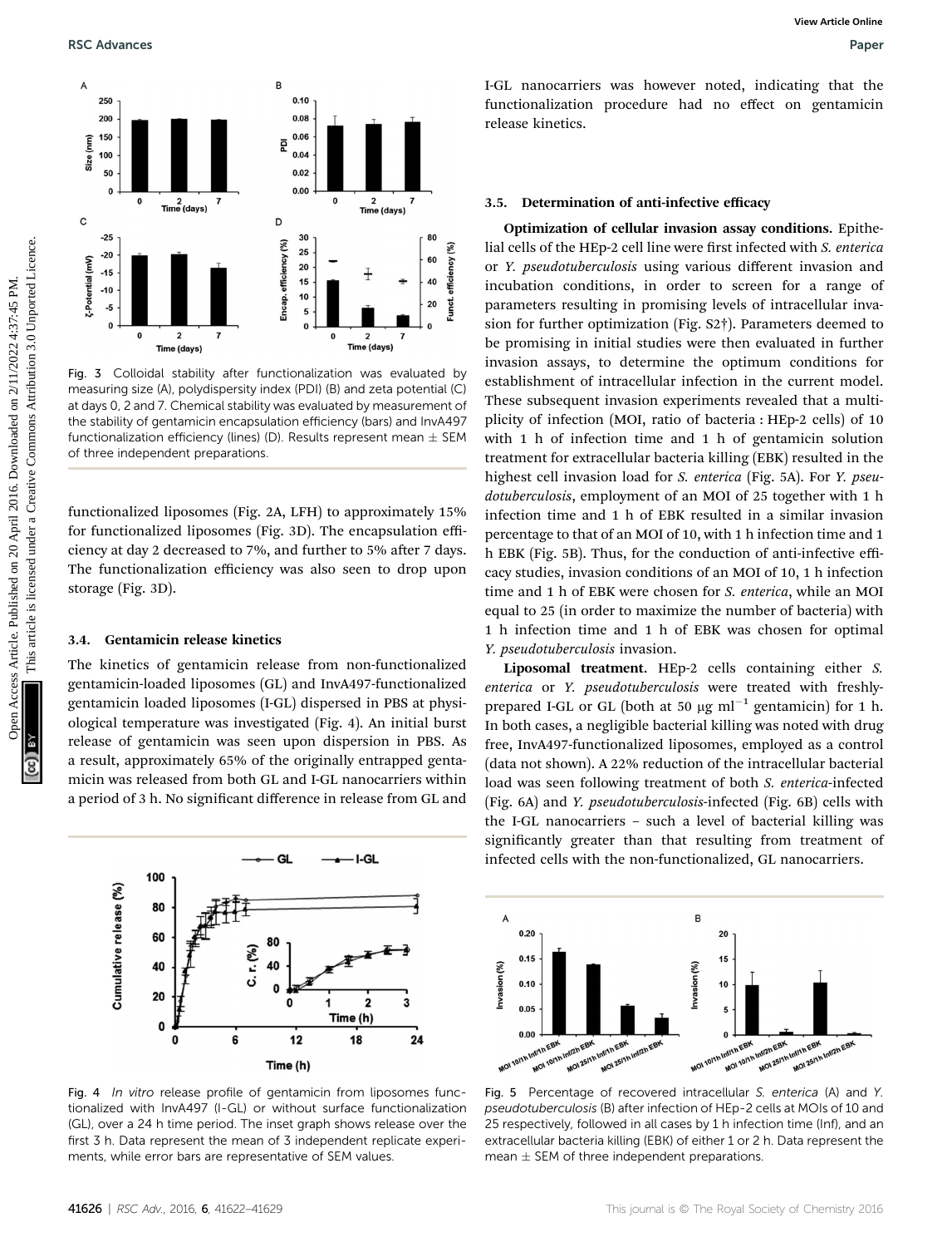Fig. 3 Colloidal stability after functionalization was evaluated by measuring size (A), polydispersity index (PDI) (B) and zeta potential (C) at days 0, 2 and 7. Chemical stability was evaluated by measurement of the stability of gentamicin encapsulation efficiency (bars) and InvA497 functionalization efficiency (lines) (D). Results represent mean ± SEM of three independent preparations.

functionalized liposomes (Fig. 2A, LFH) to approximately 15% for functionalized liposomes (Fig. 3D). The encapsulation efficiency at day 2 decreased to 7%, and further to 5% after 7 days. The functionalization efficiency was also seen to drop upon storage (Fig. 3D).

### 3.4. Gentamicin release kinetics

The kinetics of gentamicin release from non-functionalized gentamicin-loaded liposomes (GL) and InvA497-functionalized gentamicin loaded liposomes (I-GL) dispersed in PBS at physiological temperature was investigated (Fig. 4). An initial burst release of gentamicin was seen upon dispersion in PBS. As a result, approximately 65% of the originally entrapped gentamicin was released from both GL and I-GL nanocarriers within a period of 3 h. No significant difference in release from GL and I-GL nanocarriers was however noted, indicating that the functionalization procedure had no effect on gentamicin release kinetics.

Fig. 4 *In vitro* release profile of gentamicin from liposomes functionalized with InvA497 (I-GL) or without surface functionalization (GL), over a 24 h time period. The inset graph shows release over the first 3 h. Data represent the mean of 3 independent replicate experiments, while error bars are representative of SEM values.

### 3.5. Determination of anti-infective efficacy

**Optimization of cellular invasion assay conditions.** Epithelial cells of the HEp-2 cell line were first infected with *S. enterica* or *Y. pseudotuberculosis* using various different invasion and incubation conditions, in order to screen for a range of parameters resulting in promising levels of intracellular invasion for further optimization (Fig. S2†). Parameters deemed to be promising in initial studies were then evaluated in further invasion assays, to determine the optimum conditions for establishment of intracellular infection in the current model. These subsequent invasion experiments revealed that a multiplicity of infection (MOI, ratio of bacteria : HEp-2 cells) of 10 with 1 h of infection time and 1 h of gentamicin solution treatment for extracellular bacteria killing (EBK) resulted in the highest cell invasion load for *S. enterica* (Fig. 5A). For *Y. pseudotuberculosis*, employment of an MOI of 25 together with 1 h infection time and 1 h of EBK resulted in a similar invasion percentage to that of an MOI of 10, with 1 h infection time and 1 h EBK (Fig. 5B). Thus, for the conduction of anti-infective efficacy studies, invasion conditions of an MOI of 10, 1 h infection time and 1 h of EBK were chosen for *S. enterica*, while an MOI equal to 25 (in order to maximize the number of bacteria) with 1 h infection time and 1 h of EBK was chosen for optimal *Y. pseudotuberculosis* invasion.

**Liposomal treatment.** HEp-2 cells containing either *S. enterica* or *Y. pseudotuberculosis* were treated with freshly-prepared I-GL or GL (both at 50 μg $ml^{-1}$ gentamicin) for 1 h. In both cases, a negligible bacterial killing was noted with drug free, InvA497-functionalized liposomes, employed as a control (data not shown). A 22% reduction of the intracellular bacterial load was seen following treatment of both *S. enterica*-infected (Fig. 6A) and *Y. pseudotuberculosis*-infected (Fig. 6B) cells with the I-GL nanocarriers – such a level of bacterial killing was significantly greater than that resulting from treatment of infected cells with the non-functionalized, GL nanocarriers.

Fig. 5 Percentage of recovered intracellular *S. enterica* (A) and *Y. pseudotuberculosis* (B) after infection of HEp-2 cells at MOIs of 10 and 25 respectively, followed in all cases by 1 h infection time (Inf), and an extracellular bacteria killing (EBK) of either 1 or 2 h. Data represent the mean ± SEM of three independent preparations.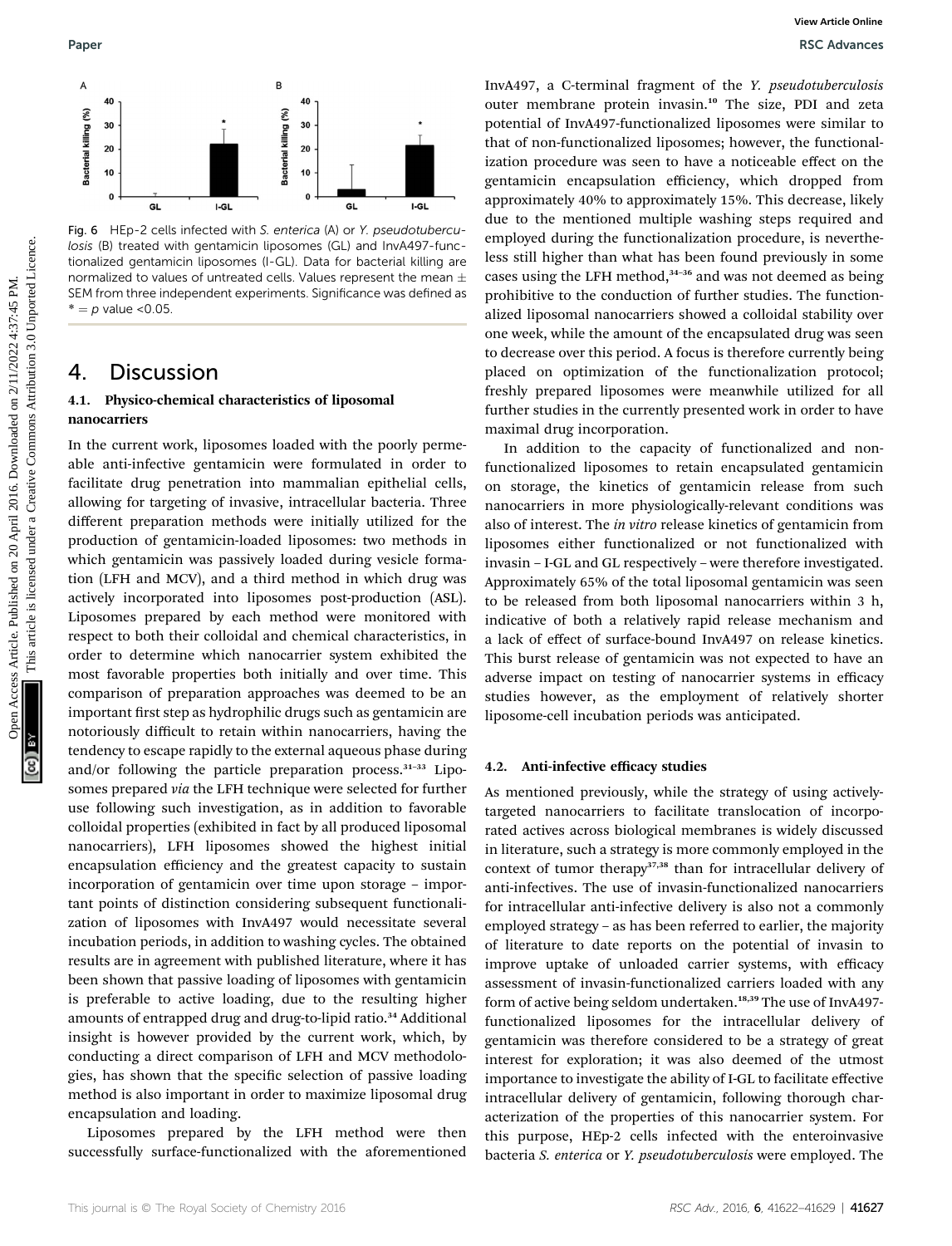Fig. 6 HEp-2 cells infected with *S. enterica* (A) or *Y. pseudotuberculosis* (B) treated with gentamicin liposomes (GL) and InvA497-functionalized gentamicin liposomes (I-GL). Data for bacterial killing are normalized to values of untreated cells. Values represent the mean ± SEM from three independent experiments. Significance was defined as * = $p$ value <0.05.

# 4. Discussion

## 4.1. Physico-chemical characteristics of liposomal nanocarriers

In the current work, liposomes loaded with the poorly permeable anti-infective gentamicin were formulated in order to facilitate drug penetration into mammalian epithelial cells, allowing for targeting of invasive, intracellular bacteria. Three different preparation methods were initially utilized for the production of gentamicin-loaded liposomes: two methods in which gentamicin was passively loaded during vesicle formation (LFH and MCV), and a third method in which drug was actively incorporated into liposomes post-production (ASL). Liposomes prepared by each method were monitored with respect to both their colloidal and chemical characteristics, in order to determine which nanocarrier system exhibited the most favorable properties both initially and over time. This comparison of preparation approaches was deemed to be an important first step as hydrophilic drugs such as gentamicin are notoriously difficult to retain within nanocarriers, having the tendency to escape rapidly to the external aqueous phase during and/or following the particle preparation process.[31–33] Liposomes prepared *via* the LFH technique were selected for further use following such investigation, as in addition to favorable colloidal properties (exhibited in fact by all produced liposomal nanocarriers), LFH liposomes showed the highest initial encapsulation efficiency and the greatest capacity to sustain incorporation of gentamicin over time upon storage – important points of distinction considering subsequent functionalization of liposomes with InvA497 would necessitate several incubation periods, in addition to washing cycles. The obtained results are in agreement with published literature, where it has been shown that passive loading of liposomes with gentamicin is preferable to active loading, due to the resulting higher amounts of entrapped drug and drug-to-lipid ratio.[34] Additional insight is however provided by the current work, which, by conducting a direct comparison of LFH and MCV methodologies, has shown that the specific selection of passive loading method is also important in order to maximize liposomal drug encapsulation and loading.

Liposomes prepared by the LFH method were then successfully surface-functionalized with the aforementioned InvA497, a C-terminal fragment of the *Y. pseudotuberculosis* outer membrane protein invasin.[10] The size, PDI and zeta potential of InvA497-functionalized liposomes were similar to that of non-functionalized liposomes; however, the functionalization procedure was seen to have a noticeable effect on the gentamicin encapsulation efficiency, which dropped from approximately 40% to approximately 15%. This decrease, likely due to the mentioned multiple washing steps required and employed during the functionalization procedure, is nevertheless still higher than what has been found previously in some cases using the LFH method,[34–36] and was not deemed as being prohibitive to the conduction of further studies. The functionalized liposomal nanocarriers showed a colloidal stability over one week, while the amount of the encapsulated drug was seen to decrease over this period. A focus is therefore currently being placed on optimization of the functionalization protocol; freshly prepared liposomes were meanwhile utilized for all further studies in the currently presented work in order to have maximal drug incorporation.

In addition to the capacity of functionalized and non-functionalized liposomes to retain encapsulated gentamicin on storage, the kinetics of gentamicin release from such nanocarriers in more physiologically-relevant conditions was also of interest. The *in vitro* release kinetics of gentamicin from liposomes either functionalized or not functionalized with invasin – I-GL and GL respectively – were therefore investigated. Approximately 65% of the total liposomal gentamicin was seen to be released from both liposomal nanocarriers within 3 h, indicative of both a relatively rapid release mechanism and a lack of effect of surface-bound InvA497 on release kinetics. This burst release of gentamicin was not expected to have an adverse impact on testing of nanocarrier systems in efficacy studies however, as the employment of relatively shorter liposome-cell incubation periods was anticipated.

## 4.2. Anti-infective efficacy studies

As mentioned previously, while the strategy of using actively-targeted nanocarriers to facilitate translocation of incorporated actives across biological membranes is widely discussed in literature, such a strategy is more commonly employed in the context of tumor therapy[37,38] than for intracellular delivery of anti-infectives. The use of invasin-functionalized nanocarriers for intracellular anti-infective delivery is also not a commonly employed strategy – as has been referred to earlier, the majority of literature to date reports on the potential of invasin to improve uptake of unloaded carrier systems, with efficacy assessment of invasin-functionalized carriers loaded with any form of active being seldom undertaken.[18,39] The use of InvA497-functionalized liposomes for the intracellular delivery of gentamicin was therefore considered to be a strategy of great interest for exploration; it was also deemed of the utmost importance to investigate the ability of I-GL to facilitate effective intracellular delivery of gentamicin, following thorough characterization of the properties of this nanocarrier system. For this purpose, HEp-2 cells infected with the enteroinvasive bacteria *S. enterica* or *Y. pseudotuberculosis* were employed. The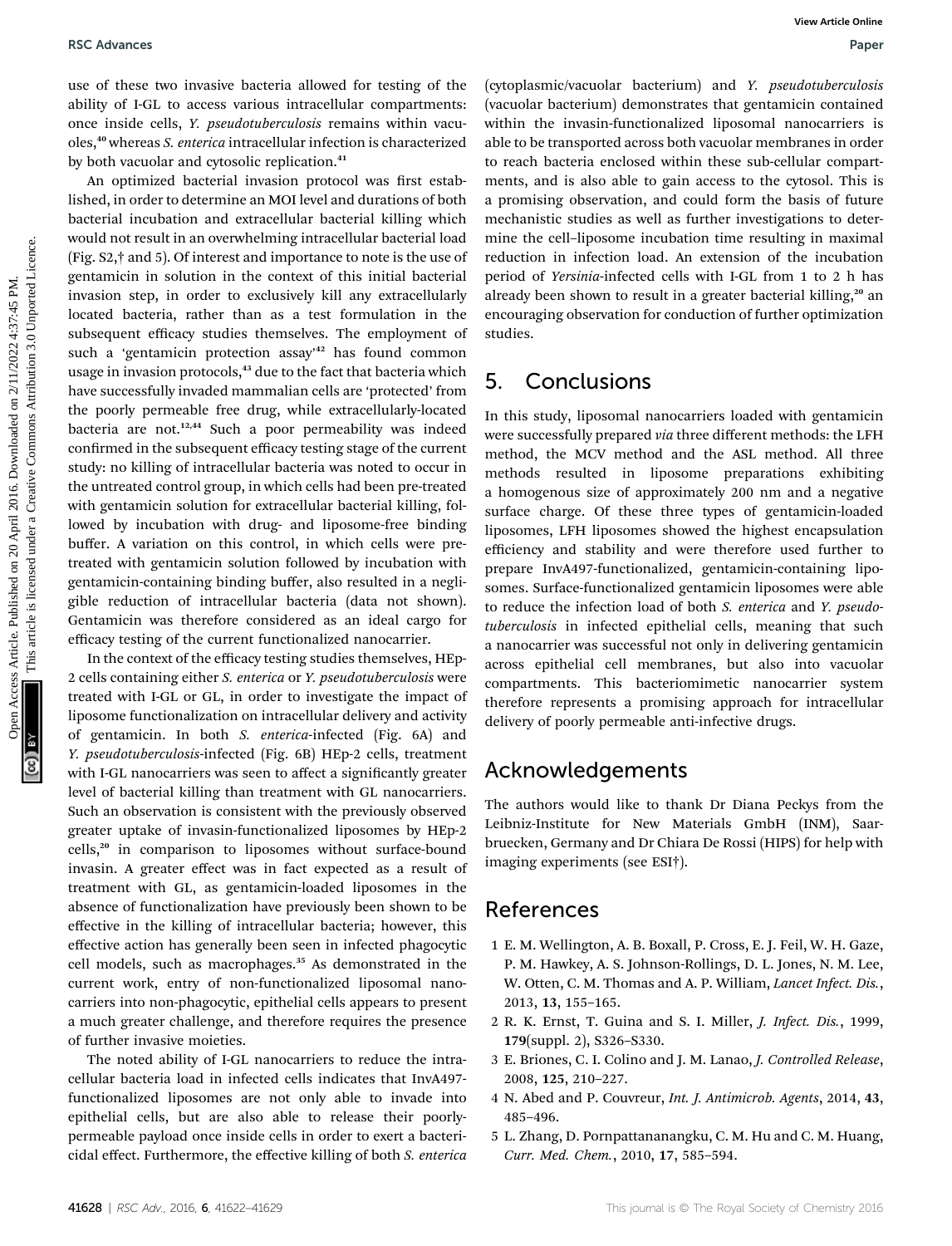use of these two invasive bacteria allowed for testing of the ability of I-GL to access various intracellular compartments: once inside cells, *Y. pseudotuberculosis* remains within vacuoles,[40] whereas *S. enterica* intracellular infection is characterized by both vacuolar and cytosolic replication.[41]

An optimized bacterial invasion protocol was first established, in order to determine an MOI level and durations of both bacterial incubation and extracellular bacterial killing which would not result in an overwhelming intracellular bacterial load (Fig. S2,† and 5). Of interest and importance to note is the use of gentamicin in solution in the context of this initial bacterial invasion step, in order to exclusively kill any extracellularly located bacteria, rather than as a test formulation in the subsequent efficacy studies themselves. The employment of such a 'gentamicin protection assay'[42] has found common usage in invasion protocols,[43] due to the fact that bacteria which have successfully invaded mammalian cells are 'protected' from the poorly permeable free drug, while extracellularly-located bacteria are not.[12,44] Such a poor permeability was indeed confirmed in the subsequent efficacy testing stage of the current study: no killing of intracellular bacteria was noted to occur in the untreated control group, in which cells had been pre-treated with gentamicin solution for extracellular bacterial killing, followed by incubation with drug- and liposome-free binding buffer. A variation on this control, in which cells were pre-treated with gentamicin solution followed by incubation with gentamicin-containing binding buffer, also resulted in a negligible reduction of intracellular bacteria (data not shown). Gentamicin was therefore considered as an ideal cargo for efficacy testing of the current functionalized nanocarrier.

In the context of the efficacy testing studies themselves, HEp-2 cells containing either *S. enterica* or *Y. pseudotuberculosis* were treated with I-GL or GL, in order to investigate the impact of liposome functionalization on intracellular delivery and activity of gentamicin. In both *S. enterica*-infected (Fig. 6A) and *Y. pseudotuberculosis*-infected (Fig. 6B) HEp-2 cells, treatment with I-GL nanocarriers was seen to affect a significantly greater level of bacterial killing than treatment with GL nanocarriers. Such an observation is consistent with the previously observed greater uptake of invasin-functionalized liposomes by HEp-2 cells,[20] in comparison to liposomes without surface-bound invasin. A greater effect was in fact expected as a result of treatment with GL, as gentamicin-loaded liposomes in the absence of functionalization have previously been shown to be effective in the killing of intracellular bacteria; however, this effective action has generally been seen in infected phagocytic cell models, such as macrophages.[35] As demonstrated in the current work, entry of non-functionalized liposomal nanocarriers into non-phagocytic, epithelial cells appears to present a much greater challenge, and therefore requires the presence of further invasive moieties.

The noted ability of I-GL nanocarriers to reduce the intracellular bacteria load in infected cells indicates that InvA497-functionalized liposomes are not only able to invade into epithelial cells, but are also able to release their poorly-permeable payload once inside cells in order to exert a bactericidal effect. Furthermore, the effective killing of both *S. enterica* (cytoplasmic/vacuolar bacterium) and *Y. pseudotuberculosis* (vacuolar bacterium) demonstrates that gentamicin contained within the invasin-functionalized liposomal nanocarriers is able to be transported across both vacuolar membranes in order to reach bacteria enclosed within these sub-cellular compartments, and is also able to gain access to the cytosol. This is a promising observation, and could form the basis of future mechanistic studies as well as further investigations to determine the cell–liposome incubation time resulting in maximal reduction in infection load. An extension of the incubation period of *Yersinia*-infected cells with I-GL from 1 to 2 h has already been shown to result in a greater bacterial killing,[20] an encouraging observation for conduction of further optimization studies.

## 5. Conclusions

In this study, liposomal nanocarriers loaded with gentamicin were successfully prepared *via* three different methods: the LFH method, the MCV method and the ASL method. All three methods resulted in liposome preparations exhibiting a homogenous size of approximately 200 nm and a negative surface charge. Of these three types of gentamicin-loaded liposomes, LFH liposomes showed the highest encapsulation efficiency and stability and were therefore used further to prepare InvA497-functionalized, gentamicin-containing liposomes. Surface-functionalized gentamicin liposomes were able to reduce the infection load of both *S. enterica* and *Y. pseudotuberculosis* in infected epithelial cells, meaning that such a nanocarrier was successful not only in delivering gentamicin across epithelial cell membranes, but also into vacuolar compartments. This bacteriomimetic nanocarrier system therefore represents a promising approach for intracellular delivery of poorly permeable anti-infective drugs.

## Acknowledgements

The authors would like to thank Dr Diana Peckys from the Leibniz-Institute for New Materials GmbH (INM), Saarbruecken, Germany and Dr Chiara De Rossi (HIPS) for help with imaging experiments (see ESI†).

## References

1 E. M. Wellington, A. B. Boxall, P. Cross, E. J. Feil, W. H. Gaze, P. M. Hawkey, A. S. Johnson-Rollings, D. L. Jones, N. M. Lee, W. Otten, C. M. Thomas and A. P. William, *Lancet Infect. Dis.*, 2013, **13**, 155–165.

2 R. K. Ernst, T. Guina and S. I. Miller, *J. Infect. Dis.*, 1999, **179**(suppl. 2), S326–S330.

3 E. Briones, C. I. Colino and J. M. Lanao, *J. Controlled Release*, 2008, **125**, 210–227.

4 N. Abed and P. Couvreur, *Int. J. Antimicrob. Agents*, 2014, **43**, 485–496.

5 L. Zhang, D. Pornpattananangku, C. M. Hu and C. M. Huang, *Curr. Med. Chem.*, 2010, **17**, 585–594.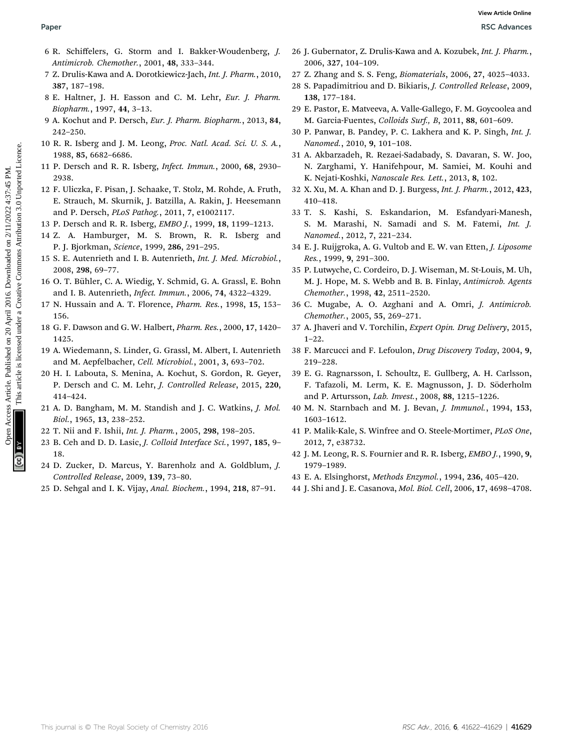6 R. Schiffelers, G. Storm and I. Bakker-Woudenberg, *J. Antimicrob. Chemother.*, 2001, **48**, 333–344.
7 Z. Drulis-Kawa and A. Dorotkiewicz-Jach, *Int. J. Pharm.*, 2010, **387**, 187–198.
8 E. Haltner, J. H. Easson and C. M. Lehr, *Eur. J. Pharm. Biopharm.*, 1997, **44**, 3–13.
9 A. Kochut and P. Dersch, *Eur. J. Pharm. Biopharm.*, 2013, **84**, 242–250.
10 R. R. Isberg and J. M. Leong, *Proc. Natl. Acad. Sci. U. S. A.*, 1988, **85**, 6682–6686.
11 P. Dersch and R. R. Isberg, *Infect. Immun.*, 2000, **68**, 2930–2938.
12 F. Uliczka, F. Pisan, J. Schaake, T. Stolz, M. Rohde, A. Fruth, E. Strauch, M. Skurnik, J. Batzilla, A. Rakin, J. Heesemann and P. Dersch, *PLoS Pathog.*, 2011, **7**, e1002117.
13 P. Dersch and R. R. Isberg, *EMBO J.*, 1999, **18**, 1199–1213.
14 Z. A. Hamburger, M. S. Brown, R. R. Isberg and P. J. Bjorkman, *Science*, 1999, **286**, 291–295.
15 S. E. Autenrieth and I. B. Autenrieth, *Int. J. Med. Microbiol.*, 2008, **298**, 69–77.
16 O. T. Bühler, C. A. Wiedig, Y. Schmid, G. A. Grassl, E. Bohn and I. B. Autenrieth, *Infect. Immun.*, 2006, **74**, 4322–4329.
17 N. Hussain and A. T. Florence, *Pharm. Res.*, 1998, **15**, 153–156.
18 G. F. Dawson and G. W. Halbert, *Pharm. Res.*, 2000, **17**, 1420–1425.
19 A. Wiedemann, S. Linder, G. Grassl, M. Albert, I. Autenrieth and M. Aepfelbacher, *Cell. Microbiol.*, 2001, **3**, 693–702.
20 H. I. Labouta, S. Menina, A. Kochut, S. Gordon, R. Geyer, P. Dersch and C. M. Lehr, *J. Controlled Release*, 2015, **220**, 414–424.
21 A. D. Bangham, M. M. Standish and J. C. Watkins, *J. Mol. Biol.*, 1965, **13**, 238–252.
22 T. Nii and F. Ishii, *Int. J. Pharm.*, 2005, **298**, 198–205.
23 B. Ceh and D. D. Lasic, *J. Colloid Interface Sci.*, 1997, **185**, 9–18.
24 D. Zucker, D. Marcus, Y. Barenholz and A. Goldblum, *J. Controlled Release*, 2009, **139**, 73–80.
25 D. Sehgal and I. K. Vijay, *Anal. Biochem.*, 1994, **218**, 87–91.
26 J. Gubernator, Z. Drulis-Kawa and A. Kozubek, *Int. J. Pharm.*, 2006, **327**, 104–109.
27 Z. Zhang and S. S. Feng, *Biomaterials*, 2006, **27**, 4025–4033.
28 S. Papadimitriou and D. Bikiaris, *J. Controlled Release*, 2009, **138**, 177–184.
29 E. Pastor, E. Matveeva, A. Valle-Gallego, F. M. Goycoolea and M. Garcia-Fuentes, *Colloids Surf., B*, 2011, **88**, 601–609.
30 P. Panwar, B. Pandey, P. C. Lakhera and K. P. Singh, *Int. J. Nanomed.*, 2010, **9**, 101–108.
31 A. Akbarzadeh, R. Rezaei-Sadabady, S. Davaran, S. W. Joo, N. Zarghami, Y. Hanifehpour, M. Samiei, M. Kouhi and K. Nejati-Koshki, *Nanoscale Res. Lett.*, 2013, **8**, 102.
32 X. Xu, M. A. Khan and D. J. Burgess, *Int. J. Pharm.*, 2012, **423**, 410–418.
33 T. S. Kashi, S. Eskandarion, M. Esfandyari-Manesh, S. M. Marashi, N. Samadi and S. M. Fatemi, *Int. J. Nanomed.*, 2012, **7**, 221–234.
34 E. J. Ruijgroka, A. G. Vultob and E. W. van Etten, *J. Liposome Res.*, 1999, **9**, 291–300.
35 P. Lutwyche, C. Cordeiro, D. J. Wiseman, M. St-Louis, M. Uh, M. J. Hope, M. S. Webb and B. B. Finlay, *Antimicrob. Agents Chemother.*, 1998, **42**, 2511–2520.
36 C. Mugabe, A. O. Azghani and A. Omri, *J. Antimicrob. Chemother.*, 2005, **55**, 269–271.
37 A. Jhaveri and V. Torchilin, *Expert Opin. Drug Delivery*, 2015, 1–22.
38 F. Marcucci and F. Lefoulon, *Drug Discovery Today*, 2004, **9**, 219–228.
39 E. G. Ragnarsson, I. Schoultz, E. Gullberg, A. H. Carlsson, F. Tafazoli, M. Lerm, K. E. Magnusson, J. D. Söderholm and P. Artursson, *Lab. Invest.*, 2008, **88**, 1215–1226.
40 M. N. Starnbach and M. J. Bevan, *J. Immunol.*, 1994, **153**, 1603–1612.
41 P. Malik-Kale, S. Winfree and O. Steele-Mortimer, *PLoS One*, 2012, **7**, e38732.
42 J. M. Leong, R. S. Fournier and R. R. Isberg, *EMBO J.*, 1990, **9**, 1979–1989.
43 E. A. Elsinghorst, *Methods Enzymol.*, 1994, **236**, 405–420.
44 J. Shi and J. E. Casanova, *Mol. Biol. Cell*, 2006, **17**, 4698–4708.